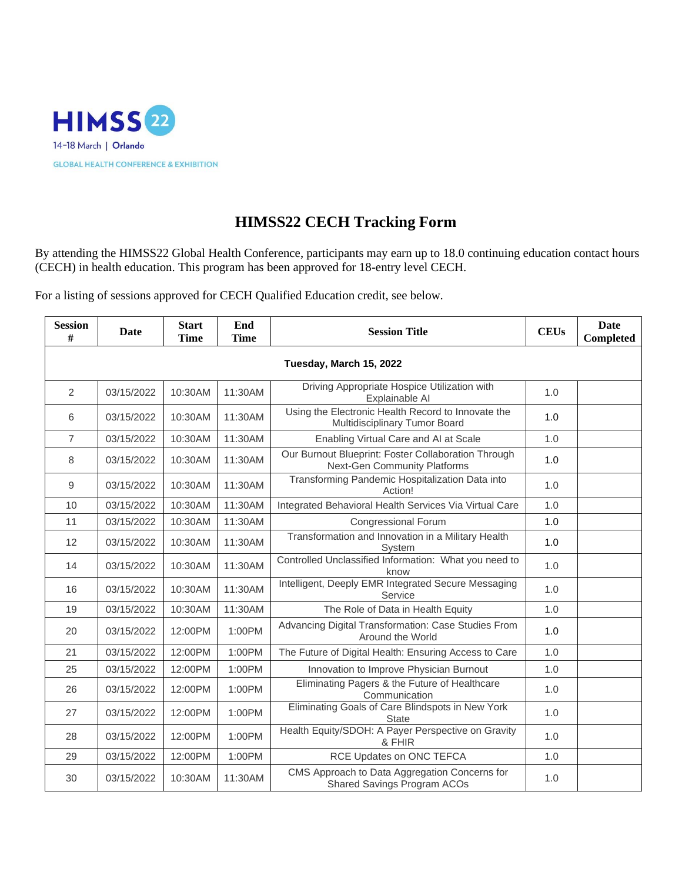HIMSS22

14–18 March | Orlando

GLOBAL HEALTH CONFERENCE & EXHIBITION

# HIMSS22 CECH Tracking Form

By attending the HIMSS22 Global Health Conference, participants may earn up to 18.0 continuing education contact hours (CECH) in health education. This program has been approved for 18-entry level CECH.

For a listing of sessions approved for CECH Qualified Education credit, see below.

| Session # | Date | Start Time | End Time | Session Title | CEUs | Date Completed |
|---|---|---|---|---|---|---|
| **Tuesday, March 15, 2022** | | | | | | |
| 2 | 03/15/2022 | 10:30AM | 11:30AM | Driving Appropriate Hospice Utilization with Explainable AI | 1.0 | |
| 6 | 03/15/2022 | 10:30AM | 11:30AM | Using the Electronic Health Record to Innovate the Multidisciplinary Tumor Board | 1.0 | |
| 7 | 03/15/2022 | 10:30AM | 11:30AM | Enabling Virtual Care and AI at Scale | 1.0 | |
| 8 | 03/15/2022 | 10:30AM | 11:30AM | Our Burnout Blueprint: Foster Collaboration Through Next-Gen Community Platforms | 1.0 | |
| 9 | 03/15/2022 | 10:30AM | 11:30AM | Transforming Pandemic Hospitalization Data into Action! | 1.0 | |
| 10 | 03/15/2022 | 10:30AM | 11:30AM | Integrated Behavioral Health Services Via Virtual Care | 1.0 | |
| 11 | 03/15/2022 | 10:30AM | 11:30AM | Congressional Forum | 1.0 | |
| 12 | 03/15/2022 | 10:30AM | 11:30AM | Transformation and Innovation in a Military Health System | 1.0 | |
| 14 | 03/15/2022 | 10:30AM | 11:30AM | Controlled Unclassified Information: What you need to know | 1.0 | |
| 16 | 03/15/2022 | 10:30AM | 11:30AM | Intelligent, Deeply EMR Integrated Secure Messaging Service | 1.0 | |
| 19 | 03/15/2022 | 10:30AM | 11:30AM | The Role of Data in Health Equity | 1.0 | |
| 20 | 03/15/2022 | 12:00PM | 1:00PM | Advancing Digital Transformation: Case Studies From Around the World | 1.0 | |
| 21 | 03/15/2022 | 12:00PM | 1:00PM | The Future of Digital Health: Ensuring Access to Care | 1.0 | |
| 25 | 03/15/2022 | 12:00PM | 1:00PM | Innovation to Improve Physician Burnout | 1.0 | |
| 26 | 03/15/2022 | 12:00PM | 1:00PM | Eliminating Pagers & the Future of Healthcare Communication | 1.0 | |
| 27 | 03/15/2022 | 12:00PM | 1:00PM | Eliminating Goals of Care Blindspots in New York State | 1.0 | |
| 28 | 03/15/2022 | 12:00PM | 1:00PM | Health Equity/SDOH: A Payer Perspective on Gravity & FHIR | 1.0 | |
| 29 | 03/15/2022 | 12:00PM | 1:00PM | RCE Updates on ONC TEFCA | 1.0 | |
| 30 | 03/15/2022 | 10:30AM | 11:30AM | CMS Approach to Data Aggregation Concerns for Shared Savings Program ACOs | 1.0 | |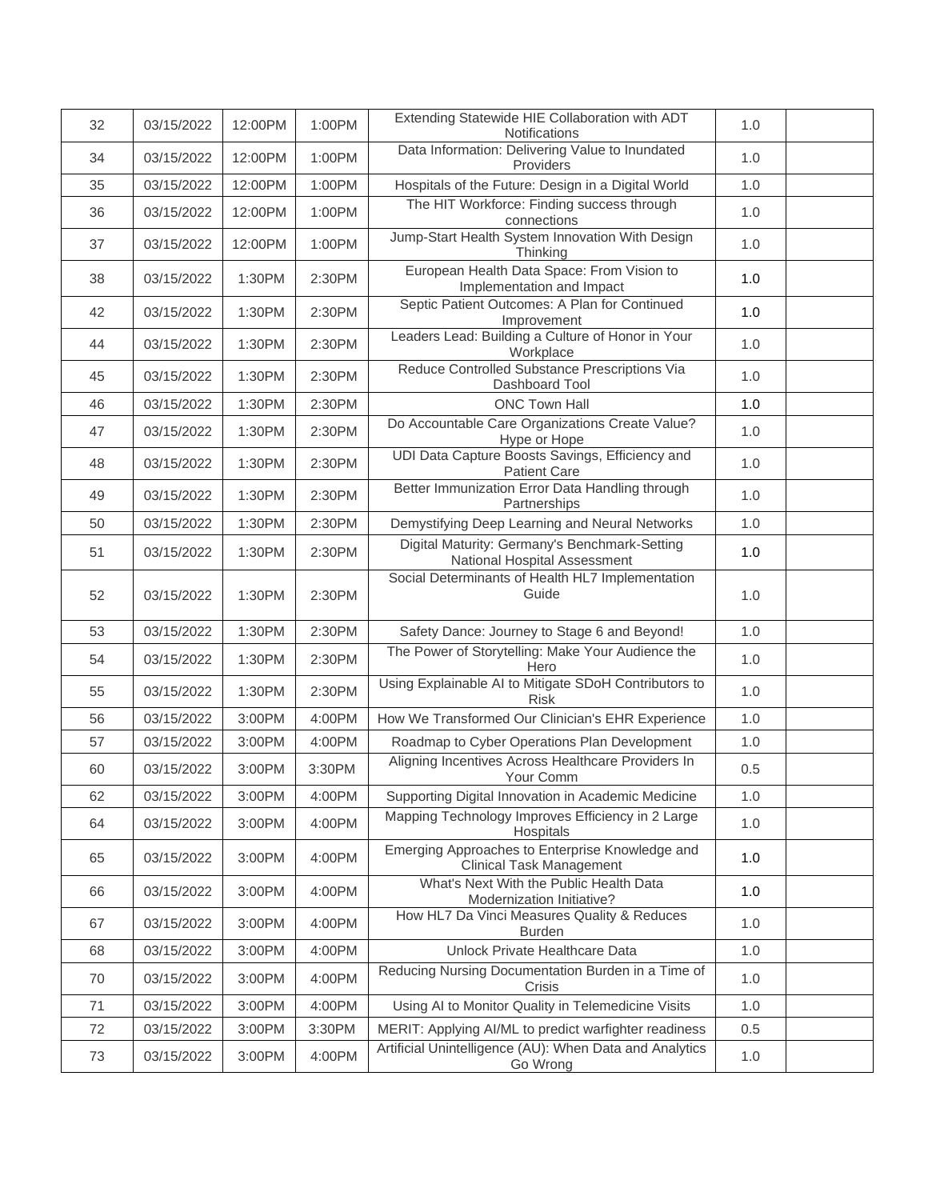| | | | | | | |
|---|---|---|---|---|---|---|
| 32 | 03/15/2022 | 12:00PM | 1:00PM | Extending Statewide HIE Collaboration with ADT Notifications | 1.0 | |
| 34 | 03/15/2022 | 12:00PM | 1:00PM | Data Information: Delivering Value to Inundated Providers | 1.0 | |
| 35 | 03/15/2022 | 12:00PM | 1:00PM | Hospitals of the Future: Design in a Digital World | 1.0 | |
| 36 | 03/15/2022 | 12:00PM | 1:00PM | The HIT Workforce: Finding success through connections | 1.0 | |
| 37 | 03/15/2022 | 12:00PM | 1:00PM | Jump-Start Health System Innovation With Design Thinking | 1.0 | |
| 38 | 03/15/2022 | 1:30PM | 2:30PM | European Health Data Space: From Vision to Implementation and Impact | 1.0 | |
| 42 | 03/15/2022 | 1:30PM | 2:30PM | Septic Patient Outcomes: A Plan for Continued Improvement | 1.0 | |
| 44 | 03/15/2022 | 1:30PM | 2:30PM | Leaders Lead: Building a Culture of Honor in Your Workplace | 1.0 | |
| 45 | 03/15/2022 | 1:30PM | 2:30PM | Reduce Controlled Substance Prescriptions Via Dashboard Tool | 1.0 | |
| 46 | 03/15/2022 | 1:30PM | 2:30PM | ONC Town Hall | 1.0 | |
| 47 | 03/15/2022 | 1:30PM | 2:30PM | Do Accountable Care Organizations Create Value? Hype or Hope | 1.0 | |
| 48 | 03/15/2022 | 1:30PM | 2:30PM | UDI Data Capture Boosts Savings, Efficiency and Patient Care | 1.0 | |
| 49 | 03/15/2022 | 1:30PM | 2:30PM | Better Immunization Error Data Handling through Partnerships | 1.0 | |
| 50 | 03/15/2022 | 1:30PM | 2:30PM | Demystifying Deep Learning and Neural Networks | 1.0 | |
| 51 | 03/15/2022 | 1:30PM | 2:30PM | Digital Maturity: Germany's Benchmark-Setting National Hospital Assessment | 1.0 | |
| 52 | 03/15/2022 | 1:30PM | 2:30PM | Social Determinants of Health HL7 Implementation Guide | 1.0 | |
| 53 | 03/15/2022 | 1:30PM | 2:30PM | Safety Dance: Journey to Stage 6 and Beyond! | 1.0 | |
| 54 | 03/15/2022 | 1:30PM | 2:30PM | The Power of Storytelling: Make Your Audience the Hero | 1.0 | |
| 55 | 03/15/2022 | 1:30PM | 2:30PM | Using Explainable AI to Mitigate SDoH Contributors to Risk | 1.0 | |
| 56 | 03/15/2022 | 3:00PM | 4:00PM | How We Transformed Our Clinician's EHR Experience | 1.0 | |
| 57 | 03/15/2022 | 3:00PM | 4:00PM | Roadmap to Cyber Operations Plan Development | 1.0 | |
| 60 | 03/15/2022 | 3:00PM | 3:30PM | Aligning Incentives Across Healthcare Providers In Your Comm | 0.5 | |
| 62 | 03/15/2022 | 3:00PM | 4:00PM | Supporting Digital Innovation in Academic Medicine | 1.0 | |
| 64 | 03/15/2022 | 3:00PM | 4:00PM | Mapping Technology Improves Efficiency in 2 Large Hospitals | 1.0 | |
| 65 | 03/15/2022 | 3:00PM | 4:00PM | Emerging Approaches to Enterprise Knowledge and Clinical Task Management | 1.0 | |
| 66 | 03/15/2022 | 3:00PM | 4:00PM | What's Next With the Public Health Data Modernization Initiative? | 1.0 | |
| 67 | 03/15/2022 | 3:00PM | 4:00PM | How HL7 Da Vinci Measures Quality & Reduces Burden | 1.0 | |
| 68 | 03/15/2022 | 3:00PM | 4:00PM | Unlock Private Healthcare Data | 1.0 | |
| 70 | 03/15/2022 | 3:00PM | 4:00PM | Reducing Nursing Documentation Burden in a Time of Crisis | 1.0 | |
| 71 | 03/15/2022 | 3:00PM | 4:00PM | Using AI to Monitor Quality in Telemedicine Visits | 1.0 | |
| 72 | 03/15/2022 | 3:00PM | 3:30PM | MERIT: Applying AI/ML to predict warfighter readiness | 0.5 | |
| 73 | 03/15/2022 | 3:00PM | 4:00PM | Artificial Unintelligence (AU): When Data and Analytics Go Wrong | 1.0 | |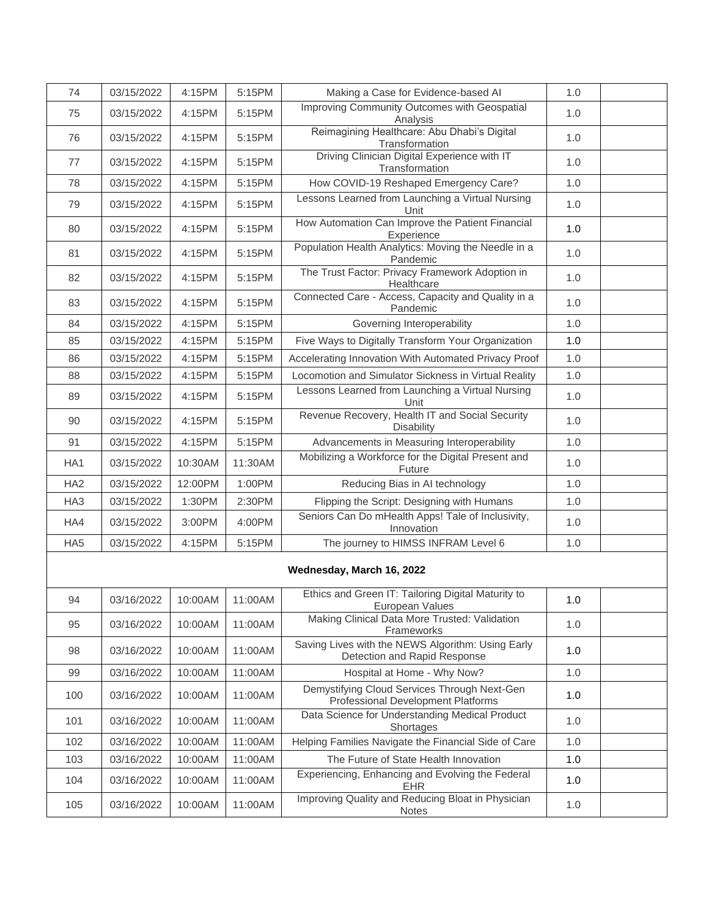| | | | | | | |
|---|---|---|---|---|---|---|
| 74 | 03/15/2022 | 4:15PM | 5:15PM | Making a Case for Evidence-based AI | 1.0 | |
| 75 | 03/15/2022 | 4:15PM | 5:15PM | Improving Community Outcomes with Geospatial Analysis | 1.0 | |
| 76 | 03/15/2022 | 4:15PM | 5:15PM | Reimagining Healthcare: Abu Dhabi's Digital Transformation | 1.0 | |
| 77 | 03/15/2022 | 4:15PM | 5:15PM | Driving Clinician Digital Experience with IT Transformation | 1.0 | |
| 78 | 03/15/2022 | 4:15PM | 5:15PM | How COVID-19 Reshaped Emergency Care? | 1.0 | |
| 79 | 03/15/2022 | 4:15PM | 5:15PM | Lessons Learned from Launching a Virtual Nursing Unit | 1.0 | |
| 80 | 03/15/2022 | 4:15PM | 5:15PM | How Automation Can Improve the Patient Financial Experience | 1.0 | |
| 81 | 03/15/2022 | 4:15PM | 5:15PM | Population Health Analytics: Moving the Needle in a Pandemic | 1.0 | |
| 82 | 03/15/2022 | 4:15PM | 5:15PM | The Trust Factor: Privacy Framework Adoption in Healthcare | 1.0 | |
| 83 | 03/15/2022 | 4:15PM | 5:15PM | Connected Care - Access, Capacity and Quality in a Pandemic | 1.0 | |
| 84 | 03/15/2022 | 4:15PM | 5:15PM | Governing Interoperability | 1.0 | |
| 85 | 03/15/2022 | 4:15PM | 5:15PM | Five Ways to Digitally Transform Your Organization | 1.0 | |
| 86 | 03/15/2022 | 4:15PM | 5:15PM | Accelerating Innovation With Automated Privacy Proof | 1.0 | |
| 88 | 03/15/2022 | 4:15PM | 5:15PM | Locomotion and Simulator Sickness in Virtual Reality | 1.0 | |
| 89 | 03/15/2022 | 4:15PM | 5:15PM | Lessons Learned from Launching a Virtual Nursing Unit | 1.0 | |
| 90 | 03/15/2022 | 4:15PM | 5:15PM | Revenue Recovery, Health IT and Social Security Disability | 1.0 | |
| 91 | 03/15/2022 | 4:15PM | 5:15PM | Advancements in Measuring Interoperability | 1.0 | |
| HA1 | 03/15/2022 | 10:30AM | 11:30AM | Mobilizing a Workforce for the Digital Present and Future | 1.0 | |
| HA2 | 03/15/2022 | 12:00PM | 1:00PM | Reducing Bias in AI technology | 1.0 | |
| HA3 | 03/15/2022 | 1:30PM | 2:30PM | Flipping the Script: Designing with Humans | 1.0 | |
| HA4 | 03/15/2022 | 3:00PM | 4:00PM | Seniors Can Do mHealth Apps! Tale of Inclusivity, Innovation | 1.0 | |
| HA5 | 03/15/2022 | 4:15PM | 5:15PM | The journey to HIMSS INFRAM Level 6 | 1.0 | |
| **Wednesday, March 16, 2022** | | | | | | |
| 94 | 03/16/2022 | 10:00AM | 11:00AM | Ethics and Green IT: Tailoring Digital Maturity to European Values | 1.0 | |
| 95 | 03/16/2022 | 10:00AM | 11:00AM | Making Clinical Data More Trusted: Validation Frameworks | 1.0 | |
| 98 | 03/16/2022 | 10:00AM | 11:00AM | Saving Lives with the NEWS Algorithm: Using Early Detection and Rapid Response | 1.0 | |
| 99 | 03/16/2022 | 10:00AM | 11:00AM | Hospital at Home - Why Now? | 1.0 | |
| 100 | 03/16/2022 | 10:00AM | 11:00AM | Demystifying Cloud Services Through Next-Gen Professional Development Platforms | 1.0 | |
| 101 | 03/16/2022 | 10:00AM | 11:00AM | Data Science for Understanding Medical Product Shortages | 1.0 | |
| 102 | 03/16/2022 | 10:00AM | 11:00AM | Helping Families Navigate the Financial Side of Care | 1.0 | |
| 103 | 03/16/2022 | 10:00AM | 11:00AM | The Future of State Health Innovation | 1.0 | |
| 104 | 03/16/2022 | 10:00AM | 11:00AM | Experiencing, Enhancing and Evolving the Federal EHR | 1.0 | |
| 105 | 03/16/2022 | 10:00AM | 11:00AM | Improving Quality and Reducing Bloat in Physician Notes | 1.0 | |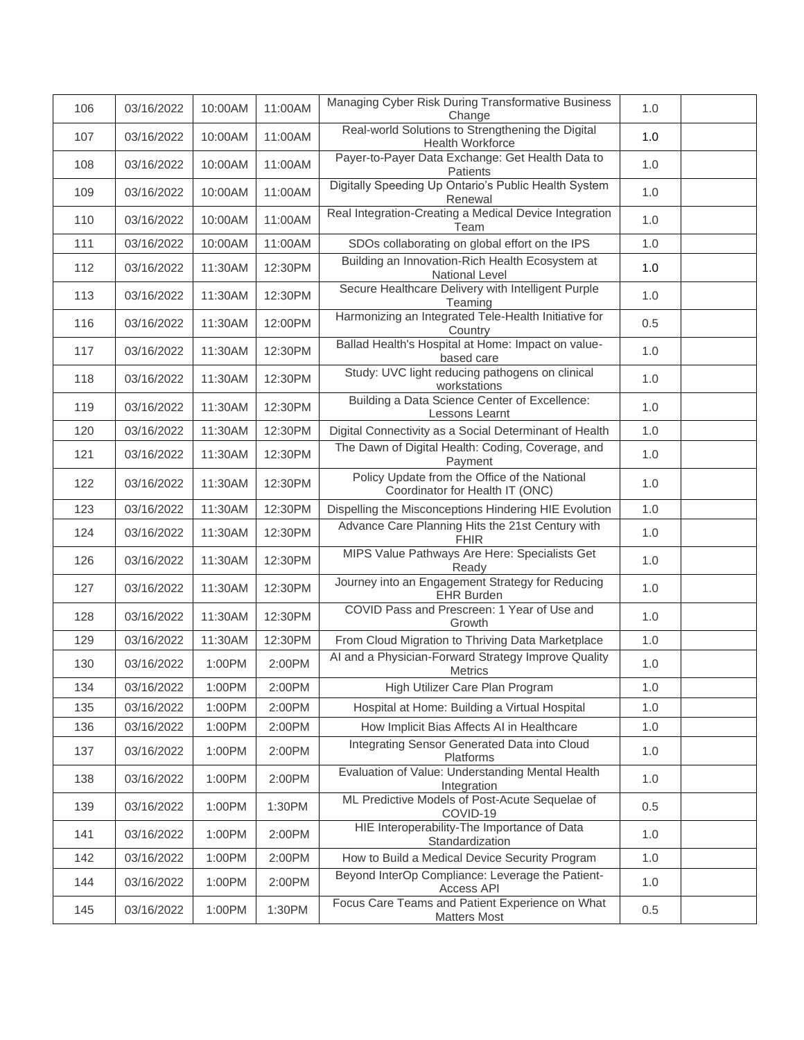| | | | | | | |
|---|---|---|---|---|---|---|
| 106 | 03/16/2022 | 10:00AM | 11:00AM | Managing Cyber Risk During Transformative Business Change | 1.0 | |
| 107 | 03/16/2022 | 10:00AM | 11:00AM | Real-world Solutions to Strengthening the Digital Health Workforce | 1.0 | |
| 108 | 03/16/2022 | 10:00AM | 11:00AM | Payer-to-Payer Data Exchange: Get Health Data to Patients | 1.0 | |
| 109 | 03/16/2022 | 10:00AM | 11:00AM | Digitally Speeding Up Ontario's Public Health System Renewal | 1.0 | |
| 110 | 03/16/2022 | 10:00AM | 11:00AM | Real Integration-Creating a Medical Device Integration Team | 1.0 | |
| 111 | 03/16/2022 | 10:00AM | 11:00AM | SDOs collaborating on global effort on the IPS | 1.0 | |
| 112 | 03/16/2022 | 11:30AM | 12:30PM | Building an Innovation-Rich Health Ecosystem at National Level | 1.0 | |
| 113 | 03/16/2022 | 11:30AM | 12:30PM | Secure Healthcare Delivery with Intelligent Purple Teaming | 1.0 | |
| 116 | 03/16/2022 | 11:30AM | 12:00PM | Harmonizing an Integrated Tele-Health Initiative for Country | 0.5 | |
| 117 | 03/16/2022 | 11:30AM | 12:30PM | Ballad Health's Hospital at Home: Impact on value-based care | 1.0 | |
| 118 | 03/16/2022 | 11:30AM | 12:30PM | Study: UVC light reducing pathogens on clinical workstations | 1.0 | |
| 119 | 03/16/2022 | 11:30AM | 12:30PM | Building a Data Science Center of Excellence: Lessons Learnt | 1.0 | |
| 120 | 03/16/2022 | 11:30AM | 12:30PM | Digital Connectivity as a Social Determinant of Health | 1.0 | |
| 121 | 03/16/2022 | 11:30AM | 12:30PM | The Dawn of Digital Health: Coding, Coverage, and Payment | 1.0 | |
| 122 | 03/16/2022 | 11:30AM | 12:30PM | Policy Update from the Office of the National Coordinator for Health IT (ONC) | 1.0 | |
| 123 | 03/16/2022 | 11:30AM | 12:30PM | Dispelling the Misconceptions Hindering HIE Evolution | 1.0 | |
| 124 | 03/16/2022 | 11:30AM | 12:30PM | Advance Care Planning Hits the 21st Century with FHIR | 1.0 | |
| 126 | 03/16/2022 | 11:30AM | 12:30PM | MIPS Value Pathways Are Here: Specialists Get Ready | 1.0 | |
| 127 | 03/16/2022 | 11:30AM | 12:30PM | Journey into an Engagement Strategy for Reducing EHR Burden | 1.0 | |
| 128 | 03/16/2022 | 11:30AM | 12:30PM | COVID Pass and Prescreen: 1 Year of Use and Growth | 1.0 | |
| 129 | 03/16/2022 | 11:30AM | 12:30PM | From Cloud Migration to Thriving Data Marketplace | 1.0 | |
| 130 | 03/16/2022 | 1:00PM | 2:00PM | AI and a Physician-Forward Strategy Improve Quality Metrics | 1.0 | |
| 134 | 03/16/2022 | 1:00PM | 2:00PM | High Utilizer Care Plan Program | 1.0 | |
| 135 | 03/16/2022 | 1:00PM | 2:00PM | Hospital at Home: Building a Virtual Hospital | 1.0 | |
| 136 | 03/16/2022 | 1:00PM | 2:00PM | How Implicit Bias Affects AI in Healthcare | 1.0 | |
| 137 | 03/16/2022 | 1:00PM | 2:00PM | Integrating Sensor Generated Data into Cloud Platforms | 1.0 | |
| 138 | 03/16/2022 | 1:00PM | 2:00PM | Evaluation of Value: Understanding Mental Health Integration | 1.0 | |
| 139 | 03/16/2022 | 1:00PM | 1:30PM | ML Predictive Models of Post-Acute Sequelae of COVID-19 | 0.5 | |
| 141 | 03/16/2022 | 1:00PM | 2:00PM | HIE Interoperability-The Importance of Data Standardization | 1.0 | |
| 142 | 03/16/2022 | 1:00PM | 2:00PM | How to Build a Medical Device Security Program | 1.0 | |
| 144 | 03/16/2022 | 1:00PM | 2:00PM | Beyond InterOp Compliance: Leverage the Patient-Access API | 1.0 | |
| 145 | 03/16/2022 | 1:00PM | 1:30PM | Focus Care Teams and Patient Experience on What Matters Most | 0.5 | |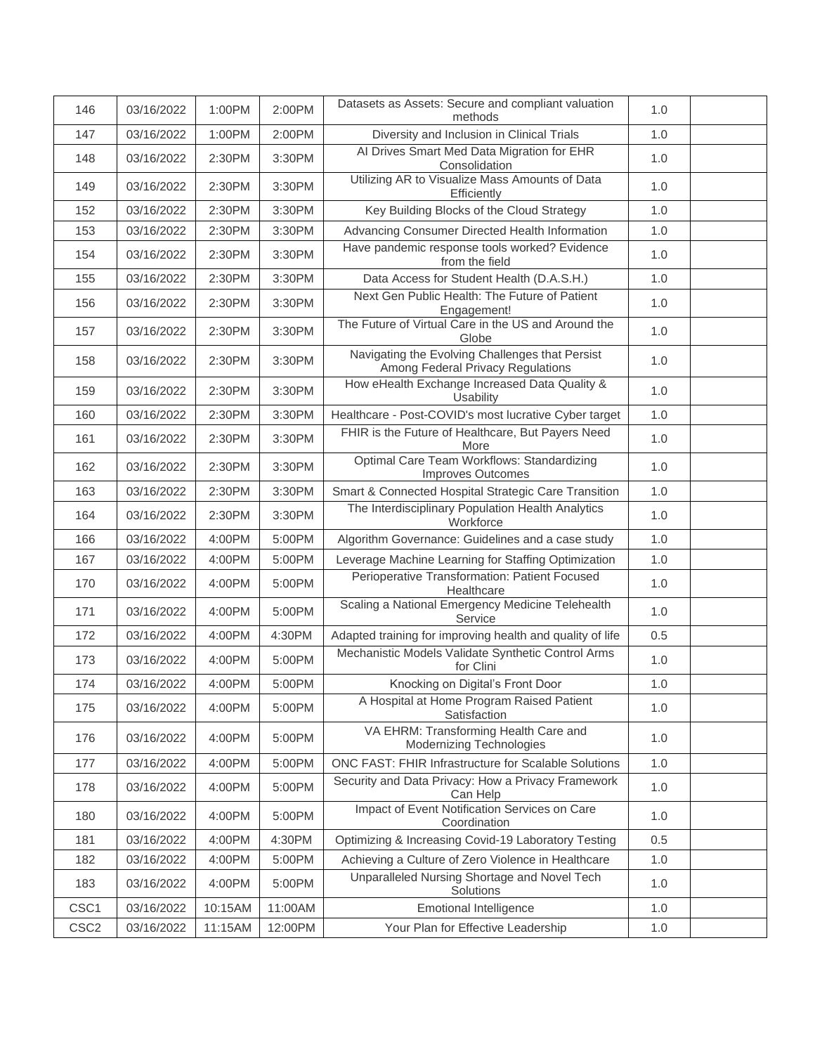| | | | | | | |
|---|---|---|---|---|---|---|
| 146 | 03/16/2022 | 1:00PM | 2:00PM | Datasets as Assets: Secure and compliant valuation methods | 1.0 | |
| 147 | 03/16/2022 | 1:00PM | 2:00PM | Diversity and Inclusion in Clinical Trials | 1.0 | |
| 148 | 03/16/2022 | 2:30PM | 3:30PM | AI Drives Smart Med Data Migration for EHR Consolidation | 1.0 | |
| 149 | 03/16/2022 | 2:30PM | 3:30PM | Utilizing AR to Visualize Mass Amounts of Data Efficiently | 1.0 | |
| 152 | 03/16/2022 | 2:30PM | 3:30PM | Key Building Blocks of the Cloud Strategy | 1.0 | |
| 153 | 03/16/2022 | 2:30PM | 3:30PM | Advancing Consumer Directed Health Information | 1.0 | |
| 154 | 03/16/2022 | 2:30PM | 3:30PM | Have pandemic response tools worked? Evidence from the field | 1.0 | |
| 155 | 03/16/2022 | 2:30PM | 3:30PM | Data Access for Student Health (D.A.S.H.) | 1.0 | |
| 156 | 03/16/2022 | 2:30PM | 3:30PM | Next Gen Public Health: The Future of Patient Engagement! | 1.0 | |
| 157 | 03/16/2022 | 2:30PM | 3:30PM | The Future of Virtual Care in the US and Around the Globe | 1.0 | |
| 158 | 03/16/2022 | 2:30PM | 3:30PM | Navigating the Evolving Challenges that Persist Among Federal Privacy Regulations | 1.0 | |
| 159 | 03/16/2022 | 2:30PM | 3:30PM | How eHealth Exchange Increased Data Quality & Usability | 1.0 | |
| 160 | 03/16/2022 | 2:30PM | 3:30PM | Healthcare - Post-COVID's most lucrative Cyber target | 1.0 | |
| 161 | 03/16/2022 | 2:30PM | 3:30PM | FHIR is the Future of Healthcare, But Payers Need More | 1.0 | |
| 162 | 03/16/2022 | 2:30PM | 3:30PM | Optimal Care Team Workflows: Standardizing Improves Outcomes | 1.0 | |
| 163 | 03/16/2022 | 2:30PM | 3:30PM | Smart & Connected Hospital Strategic Care Transition | 1.0 | |
| 164 | 03/16/2022 | 2:30PM | 3:30PM | The Interdisciplinary Population Health Analytics Workforce | 1.0 | |
| 166 | 03/16/2022 | 4:00PM | 5:00PM | Algorithm Governance: Guidelines and a case study | 1.0 | |
| 167 | 03/16/2022 | 4:00PM | 5:00PM | Leverage Machine Learning for Staffing Optimization | 1.0 | |
| 170 | 03/16/2022 | 4:00PM | 5:00PM | Perioperative Transformation: Patient Focused Healthcare | 1.0 | |
| 171 | 03/16/2022 | 4:00PM | 5:00PM | Scaling a National Emergency Medicine Telehealth Service | 1.0 | |
| 172 | 03/16/2022 | 4:00PM | 4:30PM | Adapted training for improving health and quality of life | 0.5 | |
| 173 | 03/16/2022 | 4:00PM | 5:00PM | Mechanistic Models Validate Synthetic Control Arms for Clini | 1.0 | |
| 174 | 03/16/2022 | 4:00PM | 5:00PM | Knocking on Digital's Front Door | 1.0 | |
| 175 | 03/16/2022 | 4:00PM | 5:00PM | A Hospital at Home Program Raised Patient Satisfaction | 1.0 | |
| 176 | 03/16/2022 | 4:00PM | 5:00PM | VA EHRM: Transforming Health Care and Modernizing Technologies | 1.0 | |
| 177 | 03/16/2022 | 4:00PM | 5:00PM | ONC FAST: FHIR Infrastructure for Scalable Solutions | 1.0 | |
| 178 | 03/16/2022 | 4:00PM | 5:00PM | Security and Data Privacy: How a Privacy Framework Can Help | 1.0 | |
| 180 | 03/16/2022 | 4:00PM | 5:00PM | Impact of Event Notification Services on Care Coordination | 1.0 | |
| 181 | 03/16/2022 | 4:00PM | 4:30PM | Optimizing & Increasing Covid-19 Laboratory Testing | 0.5 | |
| 182 | 03/16/2022 | 4:00PM | 5:00PM | Achieving a Culture of Zero Violence in Healthcare | 1.0 | |
| 183 | 03/16/2022 | 4:00PM | 5:00PM | Unparalleled Nursing Shortage and Novel Tech Solutions | 1.0 | |
| CSC1 | 03/16/2022 | 10:15AM | 11:00AM | Emotional Intelligence | 1.0 | |
| CSC2 | 03/16/2022 | 11:15AM | 12:00PM | Your Plan for Effective Leadership | 1.0 | |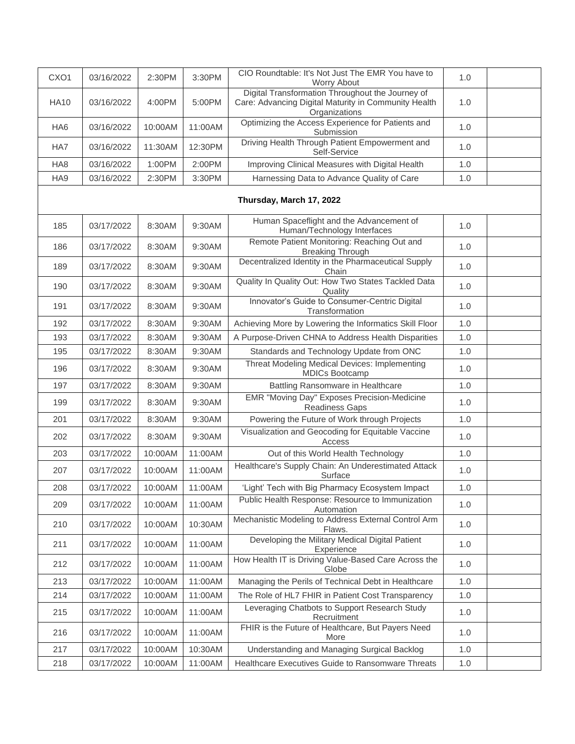| | | | | | | |
|---|---|---|---|---|---|---|
| CXO1 | 03/16/2022 | 2:30PM | 3:30PM | CIO Roundtable: It's Not Just The EMR You have to Worry About | 1.0 | |
| HA10 | 03/16/2022 | 4:00PM | 5:00PM | Digital Transformation Throughout the Journey of Care: Advancing Digital Maturity in Community Health Organizations | 1.0 | |
| HA6 | 03/16/2022 | 10:00AM | 11:00AM | Optimizing the Access Experience for Patients and Submission | 1.0 | |
| HA7 | 03/16/2022 | 11:30AM | 12:30PM | Driving Health Through Patient Empowerment and Self-Service | 1.0 | |
| HA8 | 03/16/2022 | 1:00PM | 2:00PM | Improving Clinical Measures with Digital Health | 1.0 | |
| HA9 | 03/16/2022 | 2:30PM | 3:30PM | Harnessing Data to Advance Quality of Care | 1.0 | |
| **Thursday, March 17, 2022** | | | | | | |
| 185 | 03/17/2022 | 8:30AM | 9:30AM | Human Spaceflight and the Advancement of Human/Technology Interfaces | 1.0 | |
| 186 | 03/17/2022 | 8:30AM | 9:30AM | Remote Patient Monitoring: Reaching Out and Breaking Through | 1.0 | |
| 189 | 03/17/2022 | 8:30AM | 9:30AM | Decentralized Identity in the Pharmaceutical Supply Chain | 1.0 | |
| 190 | 03/17/2022 | 8:30AM | 9:30AM | Quality In Quality Out: How Two States Tackled Data Quality | 1.0 | |
| 191 | 03/17/2022 | 8:30AM | 9:30AM | Innovator's Guide to Consumer-Centric Digital Transformation | 1.0 | |
| 192 | 03/17/2022 | 8:30AM | 9:30AM | Achieving More by Lowering the Informatics Skill Floor | 1.0 | |
| 193 | 03/17/2022 | 8:30AM | 9:30AM | A Purpose-Driven CHNA to Address Health Disparities | 1.0 | |
| 195 | 03/17/2022 | 8:30AM | 9:30AM | Standards and Technology Update from ONC | 1.0 | |
| 196 | 03/17/2022 | 8:30AM | 9:30AM | Threat Modeling Medical Devices: Implementing MDICs Bootcamp | 1.0 | |
| 197 | 03/17/2022 | 8:30AM | 9:30AM | Battling Ransomware in Healthcare | 1.0 | |
| 199 | 03/17/2022 | 8:30AM | 9:30AM | EMR "Moving Day" Exposes Precision-Medicine Readiness Gaps | 1.0 | |
| 201 | 03/17/2022 | 8:30AM | 9:30AM | Powering the Future of Work through Projects | 1.0 | |
| 202 | 03/17/2022 | 8:30AM | 9:30AM | Visualization and Geocoding for Equitable Vaccine Access | 1.0 | |
| 203 | 03/17/2022 | 10:00AM | 11:00AM | Out of this World Health Technology | 1.0 | |
| 207 | 03/17/2022 | 10:00AM | 11:00AM | Healthcare's Supply Chain: An Underestimated Attack Surface | 1.0 | |
| 208 | 03/17/2022 | 10:00AM | 11:00AM | 'Light' Tech with Big Pharmacy Ecosystem Impact | 1.0 | |
| 209 | 03/17/2022 | 10:00AM | 11:00AM | Public Health Response: Resource to Immunization Automation | 1.0 | |
| 210 | 03/17/2022 | 10:00AM | 10:30AM | Mechanistic Modeling to Address External Control Arm Flaws. | 1.0 | |
| 211 | 03/17/2022 | 10:00AM | 11:00AM | Developing the Military Medical Digital Patient Experience | 1.0 | |
| 212 | 03/17/2022 | 10:00AM | 11:00AM | How Health IT is Driving Value-Based Care Across the Globe | 1.0 | |
| 213 | 03/17/2022 | 10:00AM | 11:00AM | Managing the Perils of Technical Debt in Healthcare | 1.0 | |
| 214 | 03/17/2022 | 10:00AM | 11:00AM | The Role of HL7 FHIR in Patient Cost Transparency | 1.0 | |
| 215 | 03/17/2022 | 10:00AM | 11:00AM | Leveraging Chatbots to Support Research Study Recruitment | 1.0 | |
| 216 | 03/17/2022 | 10:00AM | 11:00AM | FHIR is the Future of Healthcare, But Payers Need More | 1.0 | |
| 217 | 03/17/2022 | 10:00AM | 10:30AM | Understanding and Managing Surgical Backlog | 1.0 | |
| 218 | 03/17/2022 | 10:00AM | 11:00AM | Healthcare Executives Guide to Ransomware Threats | 1.0 | |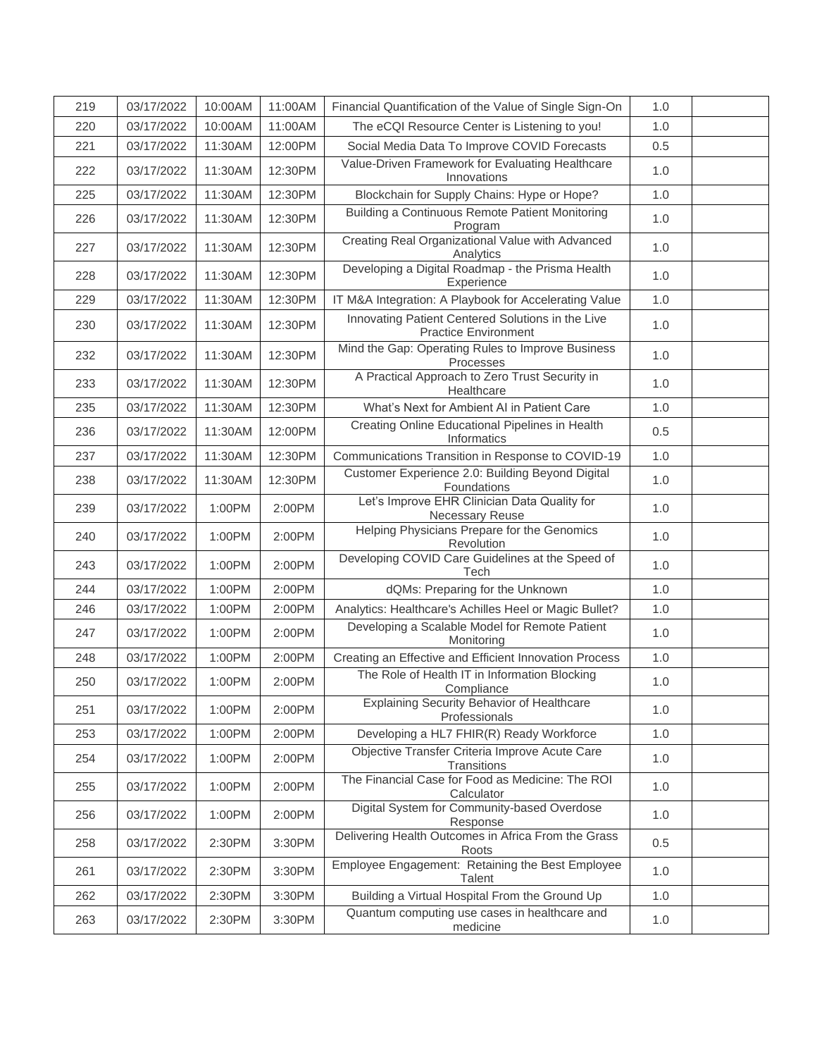| 219 | 03/17/2022 | 10:00AM | 11:00AM | Financial Quantification of the Value of Single Sign-On | 1.0 | |
|---|---|---|---|---|---|---|
| 220 | 03/17/2022 | 10:00AM | 11:00AM | The eCQI Resource Center is Listening to you! | 1.0 | |
| 221 | 03/17/2022 | 11:30AM | 12:00PM | Social Media Data To Improve COVID Forecasts | 0.5 | |
| 222 | 03/17/2022 | 11:30AM | 12:30PM | Value-Driven Framework for Evaluating Healthcare Innovations | 1.0 | |
| 225 | 03/17/2022 | 11:30AM | 12:30PM | Blockchain for Supply Chains: Hype or Hope? | 1.0 | |
| 226 | 03/17/2022 | 11:30AM | 12:30PM | Building a Continuous Remote Patient Monitoring Program | 1.0 | |
| 227 | 03/17/2022 | 11:30AM | 12:30PM | Creating Real Organizational Value with Advanced Analytics | 1.0 | |
| 228 | 03/17/2022 | 11:30AM | 12:30PM | Developing a Digital Roadmap - the Prisma Health Experience | 1.0 | |
| 229 | 03/17/2022 | 11:30AM | 12:30PM | IT M&A Integration: A Playbook for Accelerating Value | 1.0 | |
| 230 | 03/17/2022 | 11:30AM | 12:30PM | Innovating Patient Centered Solutions in the Live Practice Environment | 1.0 | |
| 232 | 03/17/2022 | 11:30AM | 12:30PM | Mind the Gap: Operating Rules to Improve Business Processes | 1.0 | |
| 233 | 03/17/2022 | 11:30AM | 12:30PM | A Practical Approach to Zero Trust Security in Healthcare | 1.0 | |
| 235 | 03/17/2022 | 11:30AM | 12:30PM | What's Next for Ambient AI in Patient Care | 1.0 | |
| 236 | 03/17/2022 | 11:30AM | 12:00PM | Creating Online Educational Pipelines in Health Informatics | 0.5 | |
| 237 | 03/17/2022 | 11:30AM | 12:30PM | Communications Transition in Response to COVID-19 | 1.0 | |
| 238 | 03/17/2022 | 11:30AM | 12:30PM | Customer Experience 2.0: Building Beyond Digital Foundations | 1.0 | |
| 239 | 03/17/2022 | 1:00PM | 2:00PM | Let's Improve EHR Clinician Data Quality for Necessary Reuse | 1.0 | |
| 240 | 03/17/2022 | 1:00PM | 2:00PM | Helping Physicians Prepare for the Genomics Revolution | 1.0 | |
| 243 | 03/17/2022 | 1:00PM | 2:00PM | Developing COVID Care Guidelines at the Speed of Tech | 1.0 | |
| 244 | 03/17/2022 | 1:00PM | 2:00PM | dQMs: Preparing for the Unknown | 1.0 | |
| 246 | 03/17/2022 | 1:00PM | 2:00PM | Analytics: Healthcare's Achilles Heel or Magic Bullet? | 1.0 | |
| 247 | 03/17/2022 | 1:00PM | 2:00PM | Developing a Scalable Model for Remote Patient Monitoring | 1.0 | |
| 248 | 03/17/2022 | 1:00PM | 2:00PM | Creating an Effective and Efficient Innovation Process | 1.0 | |
| 250 | 03/17/2022 | 1:00PM | 2:00PM | The Role of Health IT in Information Blocking Compliance | 1.0 | |
| 251 | 03/17/2022 | 1:00PM | 2:00PM | Explaining Security Behavior of Healthcare Professionals | 1.0 | |
| 253 | 03/17/2022 | 1:00PM | 2:00PM | Developing a HL7 FHIR(R) Ready Workforce | 1.0 | |
| 254 | 03/17/2022 | 1:00PM | 2:00PM | Objective Transfer Criteria Improve Acute Care Transitions | 1.0 | |
| 255 | 03/17/2022 | 1:00PM | 2:00PM | The Financial Case for Food as Medicine: The ROI Calculator | 1.0 | |
| 256 | 03/17/2022 | 1:00PM | 2:00PM | Digital System for Community-based Overdose Response | 1.0 | |
| 258 | 03/17/2022 | 2:30PM | 3:30PM | Delivering Health Outcomes in Africa From the Grass Roots | 0.5 | |
| 261 | 03/17/2022 | 2:30PM | 3:30PM | Employee Engagement: Retaining the Best Employee Talent | 1.0 | |
| 262 | 03/17/2022 | 2:30PM | 3:30PM | Building a Virtual Hospital From the Ground Up | 1.0 | |
| 263 | 03/17/2022 | 2:30PM | 3:30PM | Quantum computing use cases in healthcare and medicine | 1.0 | |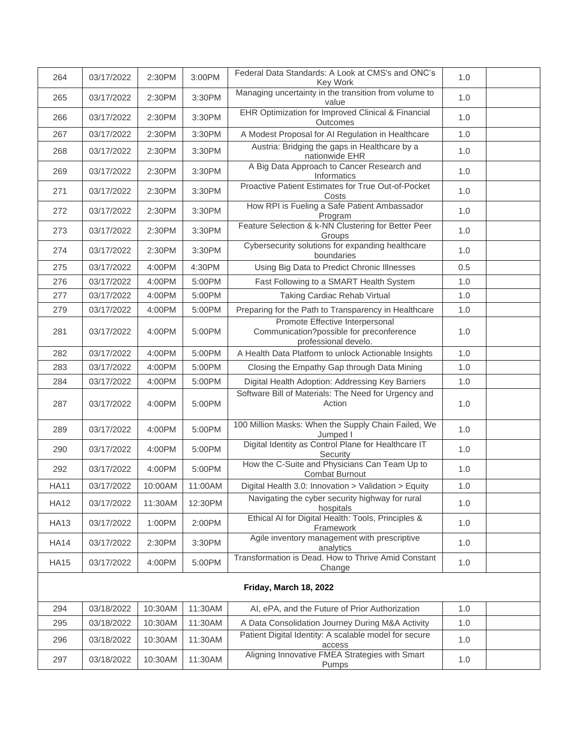| | | | | | | |
|---|---|---|---|---|---|---|
| 264 | 03/17/2022 | 2:30PM | 3:00PM | Federal Data Standards: A Look at CMS's and ONC's Key Work | 1.0 | |
| 265 | 03/17/2022 | 2:30PM | 3:30PM | Managing uncertainty in the transition from volume to value | 1.0 | |
| 266 | 03/17/2022 | 2:30PM | 3:30PM | EHR Optimization for Improved Clinical & Financial Outcomes | 1.0 | |
| 267 | 03/17/2022 | 2:30PM | 3:30PM | A Modest Proposal for AI Regulation in Healthcare | 1.0 | |
| 268 | 03/17/2022 | 2:30PM | 3:30PM | Austria: Bridging the gaps in Healthcare by a nationwide EHR | 1.0 | |
| 269 | 03/17/2022 | 2:30PM | 3:30PM | A Big Data Approach to Cancer Research and Informatics | 1.0 | |
| 271 | 03/17/2022 | 2:30PM | 3:30PM | Proactive Patient Estimates for True Out-of-Pocket Costs | 1.0 | |
| 272 | 03/17/2022 | 2:30PM | 3:30PM | How RPI is Fueling a Safe Patient Ambassador Program | 1.0 | |
| 273 | 03/17/2022 | 2:30PM | 3:30PM | Feature Selection & k-NN Clustering for Better Peer Groups | 1.0 | |
| 274 | 03/17/2022 | 2:30PM | 3:30PM | Cybersecurity solutions for expanding healthcare boundaries | 1.0 | |
| 275 | 03/17/2022 | 4:00PM | 4:30PM | Using Big Data to Predict Chronic Illnesses | 0.5 | |
| 276 | 03/17/2022 | 4:00PM | 5:00PM | Fast Following to a SMART Health System | 1.0 | |
| 277 | 03/17/2022 | 4:00PM | 5:00PM | Taking Cardiac Rehab Virtual | 1.0 | |
| 279 | 03/17/2022 | 4:00PM | 5:00PM | Preparing for the Path to Transparency in Healthcare | 1.0 | |
| 281 | 03/17/2022 | 4:00PM | 5:00PM | Promote Effective Interpersonal Communication?possible for preconference professional develo. | 1.0 | |
| 282 | 03/17/2022 | 4:00PM | 5:00PM | A Health Data Platform to unlock Actionable Insights | 1.0 | |
| 283 | 03/17/2022 | 4:00PM | 5:00PM | Closing the Empathy Gap through Data Mining | 1.0 | |
| 284 | 03/17/2022 | 4:00PM | 5:00PM | Digital Health Adoption: Addressing Key Barriers | 1.0 | |
| 287 | 03/17/2022 | 4:00PM | 5:00PM | Software Bill of Materials: The Need for Urgency and Action | 1.0 | |
| 289 | 03/17/2022 | 4:00PM | 5:00PM | 100 Million Masks: When the Supply Chain Failed, We Jumped I | 1.0 | |
| 290 | 03/17/2022 | 4:00PM | 5:00PM | Digital Identity as Control Plane for Healthcare IT Security | 1.0 | |
| 292 | 03/17/2022 | 4:00PM | 5:00PM | How the C-Suite and Physicians Can Team Up to Combat Burnout | 1.0 | |
| HA11 | 03/17/2022 | 10:00AM | 11:00AM | Digital Health 3.0: Innovation > Validation > Equity | 1.0 | |
| HA12 | 03/17/2022 | 11:30AM | 12:30PM | Navigating the cyber security highway for rural hospitals | 1.0 | |
| HA13 | 03/17/2022 | 1:00PM | 2:00PM | Ethical AI for Digital Health: Tools, Principles & Framework | 1.0 | |
| HA14 | 03/17/2022 | 2:30PM | 3:30PM | Agile inventory management with prescriptive analytics | 1.0 | |
| HA15 | 03/17/2022 | 4:00PM | 5:00PM | Transformation is Dead. How to Thrive Amid Constant Change | 1.0 | |
| **Friday, March 18, 2022** | | | | | | |
| 294 | 03/18/2022 | 10:30AM | 11:30AM | AI, ePA, and the Future of Prior Authorization | 1.0 | |
| 295 | 03/18/2022 | 10:30AM | 11:30AM | A Data Consolidation Journey During M&A Activity | 1.0 | |
| 296 | 03/18/2022 | 10:30AM | 11:30AM | Patient Digital Identity: A scalable model for secure access | 1.0 | |
| 297 | 03/18/2022 | 10:30AM | 11:30AM | Aligning Innovative FMEA Strategies with Smart Pumps | 1.0 | |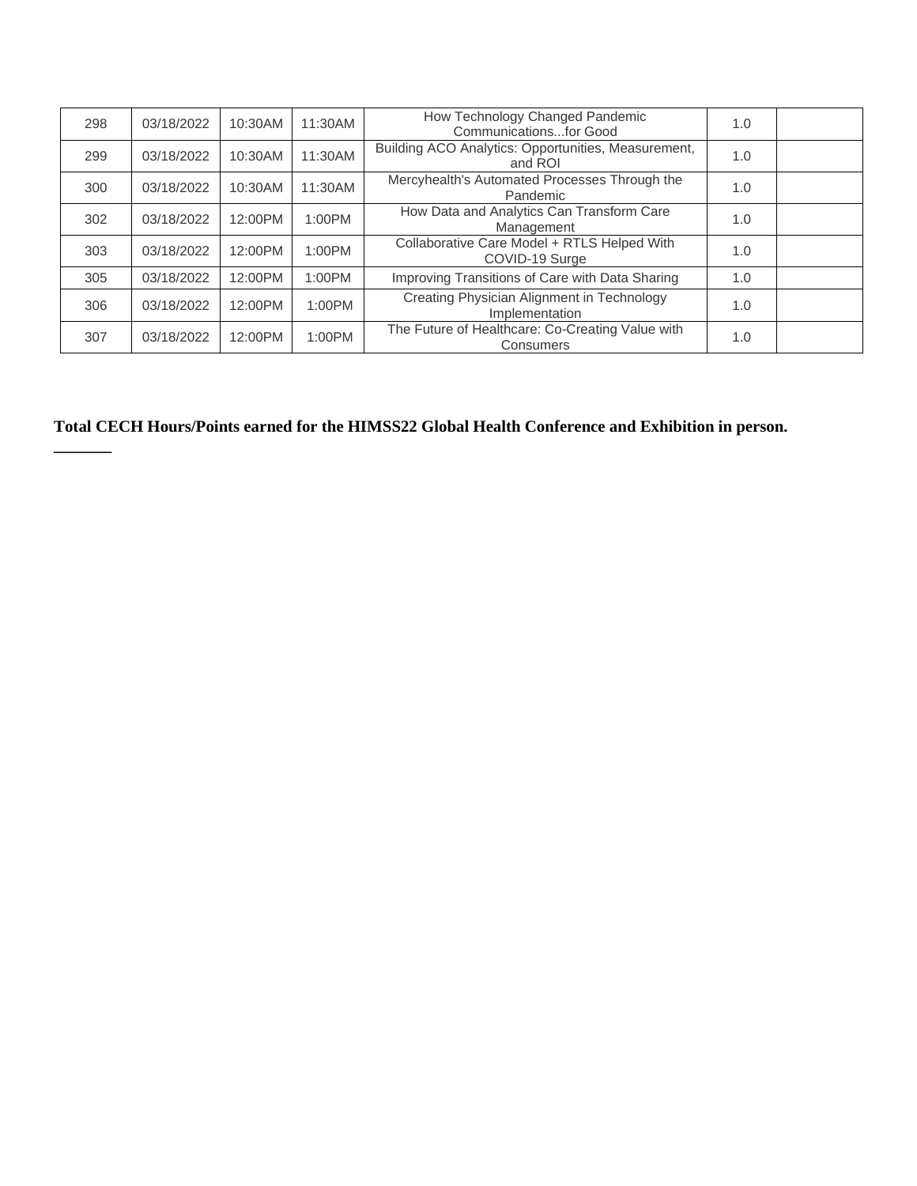| | | | | | | |
|---|---|---|---|---|---|---|
| 298 | 03/18/2022 | 10:30AM | 11:30AM | How Technology Changed Pandemic Communications...for Good | 1.0 | |
| 299 | 03/18/2022 | 10:30AM | 11:30AM | Building ACO Analytics: Opportunities, Measurement, and ROI | 1.0 | |
| 300 | 03/18/2022 | 10:30AM | 11:30AM | Mercyhealth's Automated Processes Through the Pandemic | 1.0 | |
| 302 | 03/18/2022 | 12:00PM | 1:00PM | How Data and Analytics Can Transform Care Management | 1.0 | |
| 303 | 03/18/2022 | 12:00PM | 1:00PM | Collaborative Care Model + RTLS Helped With COVID-19 Surge | 1.0 | |
| 305 | 03/18/2022 | 12:00PM | 1:00PM | Improving Transitions of Care with Data Sharing | 1.0 | |
| 306 | 03/18/2022 | 12:00PM | 1:00PM | Creating Physician Alignment in Technology Implementation | 1.0 | |
| 307 | 03/18/2022 | 12:00PM | 1:00PM | The Future of Healthcare: Co-Creating Value with Consumers | 1.0 | |

**Total CECH Hours/Points earned for the HIMSS22 Global Health Conference and Exhibition in person. _______**